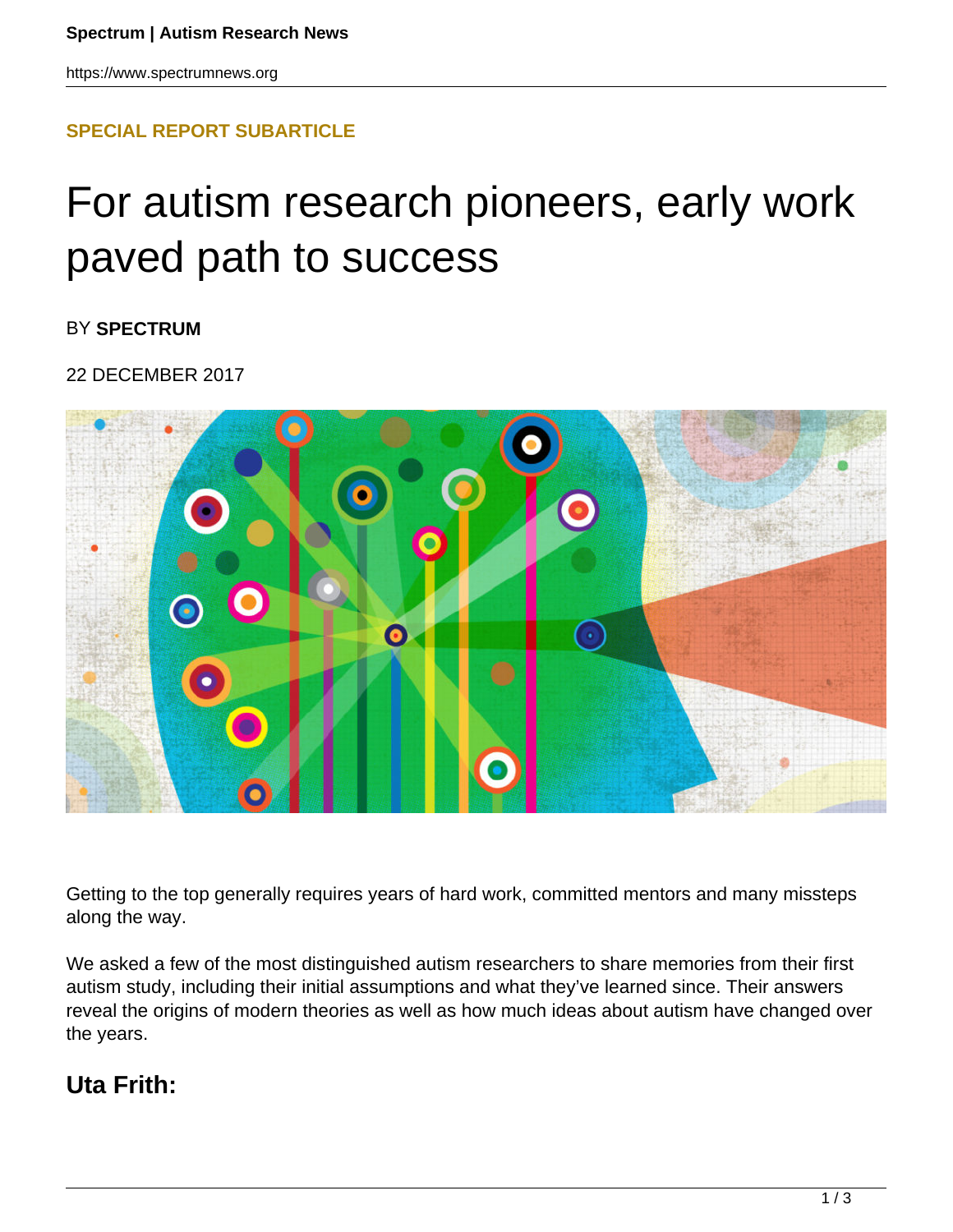SPECIAL REPORT SUBARTICLE

# For autism research pioneers, early work paved path to success

BY **SPECTRUM**

22 DECEMBER 2017

Getting to the top generally requires years of hard work, committed mentors and many missteps along the way.

We asked a few of the most distinguished autism researchers to share memories from their first autism study, including their initial assumptions and what they've learned since. Their answers reveal the origins of modern theories as well as how much ideas about autism have changed over the years.

## Uta Frith: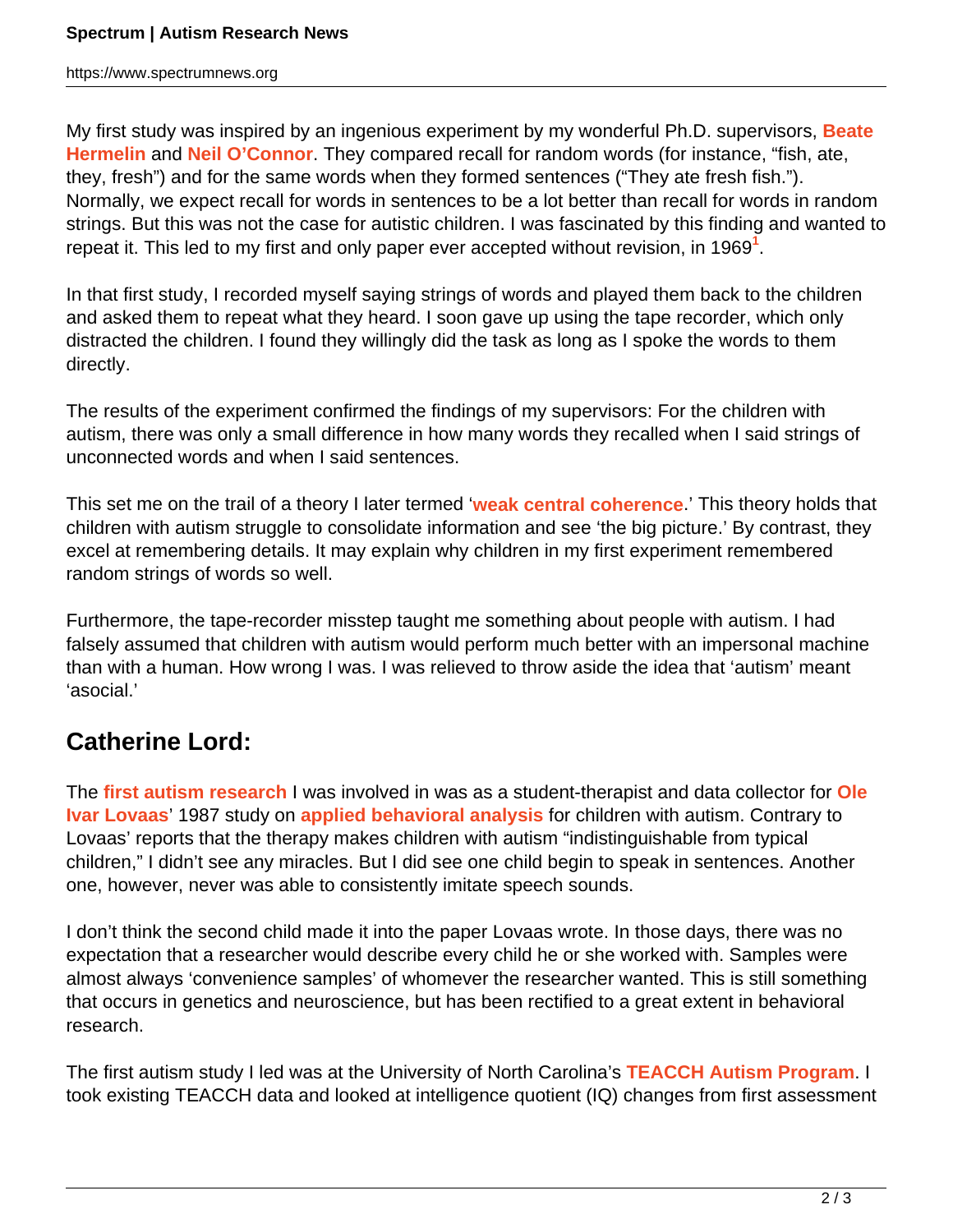My first study was inspired by an ingenious experiment by my wonderful Ph.D. supervisors, **Beate Hermelin** and **Neil O'Connor**. They compared recall for random words (for instance, "fish, ate, they, fresh") and for the same words when they formed sentences ("They ate fresh fish."). Normally, we expect recall for words in sentences to be a lot better than recall for words in random strings. But this was not the case for autistic children. I was fascinated by this finding and wanted to repeat it. This led to my first and only paper ever accepted without revision, in 1969[1].

In that first study, I recorded myself saying strings of words and played them back to the children and asked them to repeat what they heard. I soon gave up using the tape recorder, which only distracted the children. I found they willingly did the task as long as I spoke the words to them directly.

The results of the experiment confirmed the findings of my supervisors: For the children with autism, there was only a small difference in how many words they recalled when I said strings of unconnected words and when I said sentences.

This set me on the trail of a theory I later termed '**weak central coherence**.' This theory holds that children with autism struggle to consolidate information and see 'the big picture.' By contrast, they excel at remembering details. It may explain why children in my first experiment remembered random strings of words so well.

Furthermore, the tape-recorder misstep taught me something about people with autism. I had falsely assumed that children with autism would perform much better with an impersonal machine than with a human. How wrong I was. I was relieved to throw aside the idea that 'autism' meant 'asocial.'

## Catherine Lord:

The **first autism research** I was involved in was as a student-therapist and data collector for **Ole Ivar Lovaas**' 1987 study on **applied behavioral analysis** for children with autism. Contrary to Lovaas' reports that the therapy makes children with autism "indistinguishable from typical children," I didn't see any miracles. But I did see one child begin to speak in sentences. Another one, however, never was able to consistently imitate speech sounds.

I don't think the second child made it into the paper Lovaas wrote. In those days, there was no expectation that a researcher would describe every child he or she worked with. Samples were almost always 'convenience samples' of whomever the researcher wanted. This is still something that occurs in genetics and neuroscience, but has been rectified to a great extent in behavioral research.

The first autism study I led was at the University of North Carolina's **TEACCH Autism Program**. I took existing TEACCH data and looked at intelligence quotient (IQ) changes from first assessment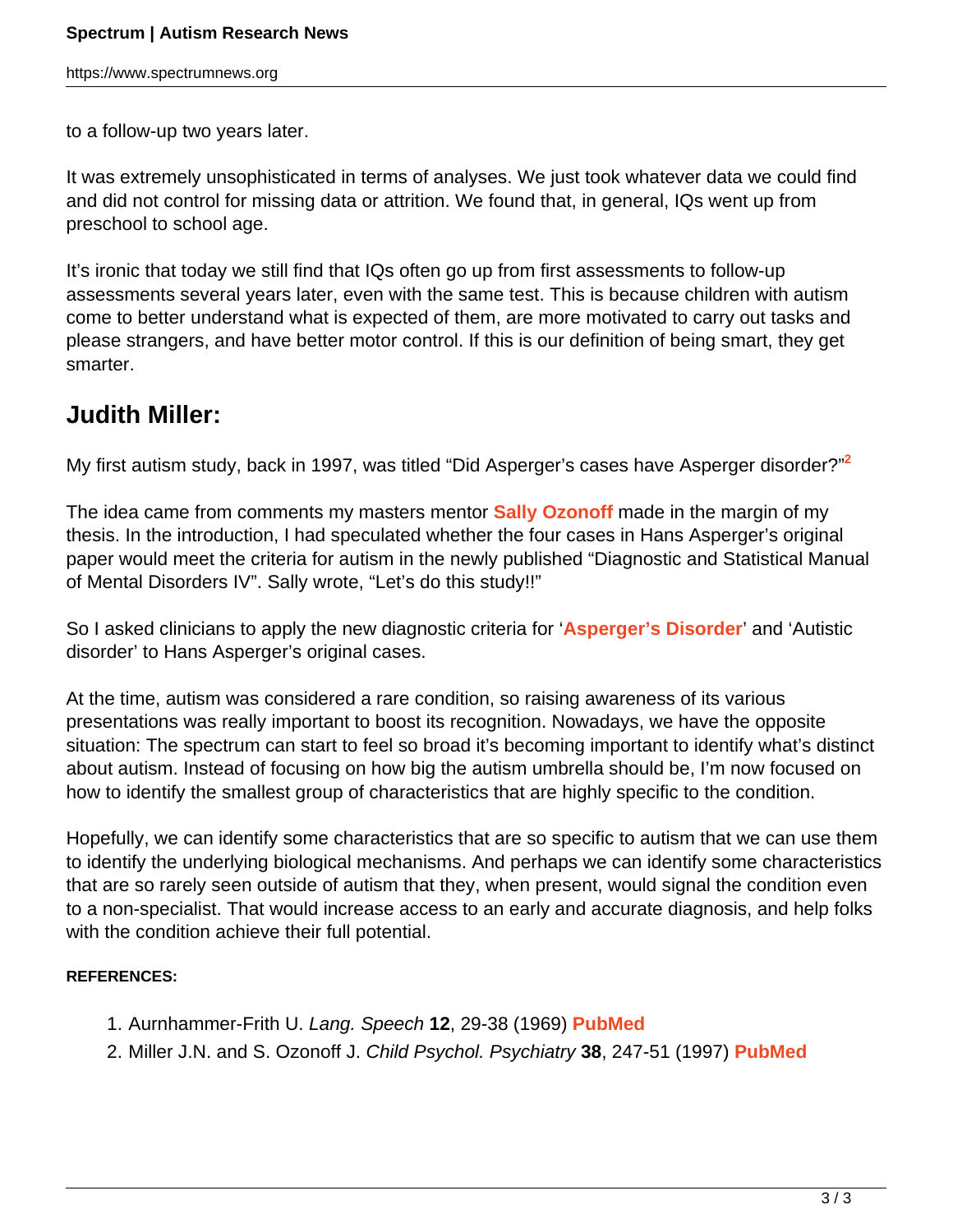to a follow-up two years later.

It was extremely unsophisticated in terms of analyses. We just took whatever data we could find and did not control for missing data or attrition. We found that, in general, IQs went up from preschool to school age.

It's ironic that today we still find that IQs often go up from first assessments to follow-up assessments several years later, even with the same test. This is because children with autism come to better understand what is expected of them, are more motivated to carry out tasks and please strangers, and have better motor control. If this is our definition of being smart, they get smarter.

## Judith Miller:

My first autism study, back in 1997, was titled "Did Asperger's cases have Asperger disorder?"[2]

The idea came from comments my masters mentor **Sally Ozonoff** made in the margin of my thesis. In the introduction, I had speculated whether the four cases in Hans Asperger's original paper would meet the criteria for autism in the newly published "Diagnostic and Statistical Manual of Mental Disorders IV". Sally wrote, "Let's do this study!!"

So I asked clinicians to apply the new diagnostic criteria for '**Asperger's Disorder**' and 'Autistic disorder' to Hans Asperger's original cases.

At the time, autism was considered a rare condition, so raising awareness of its various presentations was really important to boost its recognition. Nowadays, we have the opposite situation: The spectrum can start to feel so broad it's becoming important to identify what's distinct about autism. Instead of focusing on how big the autism umbrella should be, I'm now focused on how to identify the smallest group of characteristics that are highly specific to the condition.

Hopefully, we can identify some characteristics that are so specific to autism that we can use them to identify the underlying biological mechanisms. And perhaps we can identify some characteristics that are so rarely seen outside of autism that they, when present, would signal the condition even to a non-specialist. That would increase access to an early and accurate diagnosis, and help folks with the condition achieve their full potential.

**REFERENCES:**

1. Aurnhammer-Frith U. *Lang. Speech* **12**, 29-38 (1969) **PubMed**
2. Miller J.N. and S. Ozonoff J. *Child Psychol. Psychiatry* **38**, 247-51 (1997) **PubMed**